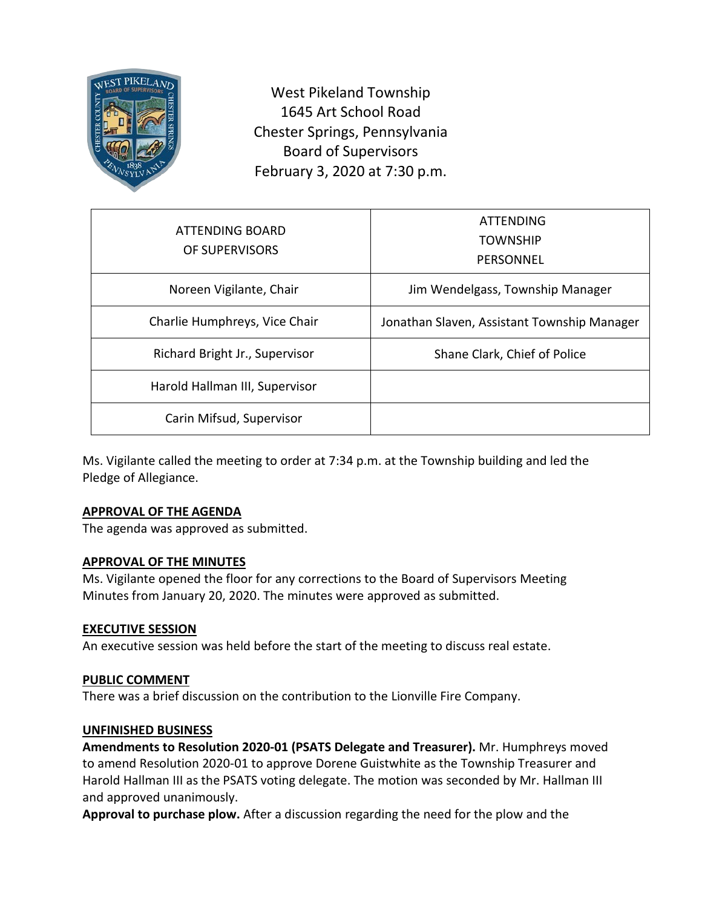West Pikeland Township
1645 Art School Road
Chester Springs, Pennsylvania
Board of Supervisors
February 3, 2020 at 7:30 p.m.

| ATTENDING BOARD OF SUPERVISORS | ATTENDING TOWNSHIP PERSONNEL |
|---|---|
| Noreen Vigilante, Chair | Jim Wendelgass, Township Manager |
| Charlie Humphreys, Vice Chair | Jonathan Slaven, Assistant Township Manager |
| Richard Bright Jr., Supervisor | Shane Clark, Chief of Police |
| Harold Hallman III, Supervisor | |
| Carin Mifsud, Supervisor | |

Ms. Vigilante called the meeting to order at 7:34 p.m. at the Township building and led the Pledge of Allegiance.

**APPROVAL OF THE AGENDA**

The agenda was approved as submitted.

**APPROVAL OF THE MINUTES**

Ms. Vigilante opened the floor for any corrections to the Board of Supervisors Meeting Minutes from January 20, 2020. The minutes were approved as submitted.

**EXECUTIVE SESSION**

An executive session was held before the start of the meeting to discuss real estate.

**PUBLIC COMMENT**

There was a brief discussion on the contribution to the Lionville Fire Company.

**UNFINISHED BUSINESS**

**Amendments to Resolution 2020-01 (PSATS Delegate and Treasurer).** Mr. Humphreys moved to amend Resolution 2020-01 to approve Dorene Guistwhite as the Township Treasurer and Harold Hallman III as the PSATS voting delegate. The motion was seconded by Mr. Hallman III and approved unanimously.

**Approval to purchase plow.** After a discussion regarding the need for the plow and the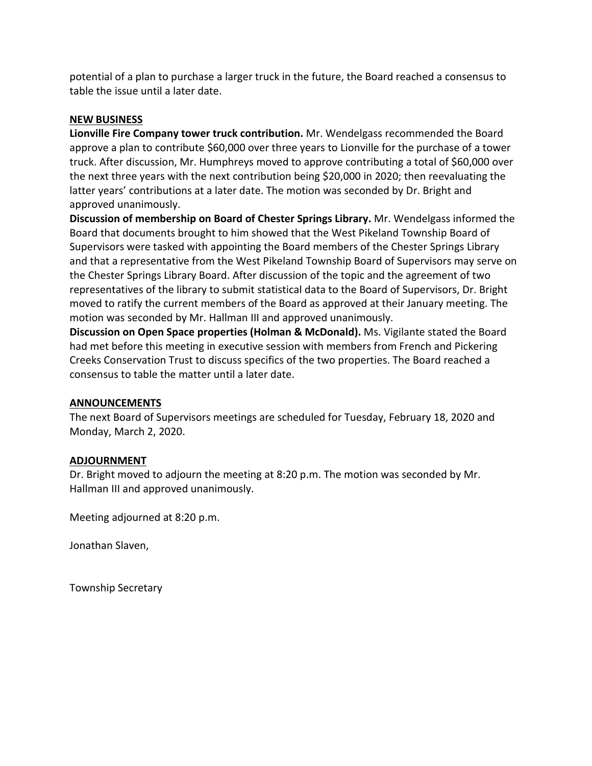potential of a plan to purchase a larger truck in the future, the Board reached a consensus to table the issue until a later date.

## NEW BUSINESS

**Lionville Fire Company tower truck contribution.** Mr. Wendelgass recommended the Board approve a plan to contribute $60,000 over three years to Lionville for the purchase of a tower truck. After discussion, Mr. Humphreys moved to approve contributing a total of $60,000 over the next three years with the next contribution being $20,000 in 2020; then reevaluating the latter years' contributions at a later date. The motion was seconded by Dr. Bright and approved unanimously.

**Discussion of membership on Board of Chester Springs Library.** Mr. Wendelgass informed the Board that documents brought to him showed that the West Pikeland Township Board of Supervisors were tasked with appointing the Board members of the Chester Springs Library and that a representative from the West Pikeland Township Board of Supervisors may serve on the Chester Springs Library Board. After discussion of the topic and the agreement of two representatives of the library to submit statistical data to the Board of Supervisors, Dr. Bright moved to ratify the current members of the Board as approved at their January meeting. The motion was seconded by Mr. Hallman III and approved unanimously.

**Discussion on Open Space properties (Holman & McDonald).** Ms. Vigilante stated the Board had met before this meeting in executive session with members from French and Pickering Creeks Conservation Trust to discuss specifics of the two properties. The Board reached a consensus to table the matter until a later date.

## ANNOUNCEMENTS

The next Board of Supervisors meetings are scheduled for Tuesday, February 18, 2020 and Monday, March 2, 2020.

## ADJOURNMENT

Dr. Bright moved to adjourn the meeting at 8:20 p.m. The motion was seconded by Mr. Hallman III and approved unanimously.

Meeting adjourned at 8:20 p.m.

Jonathan Slaven,

Township Secretary